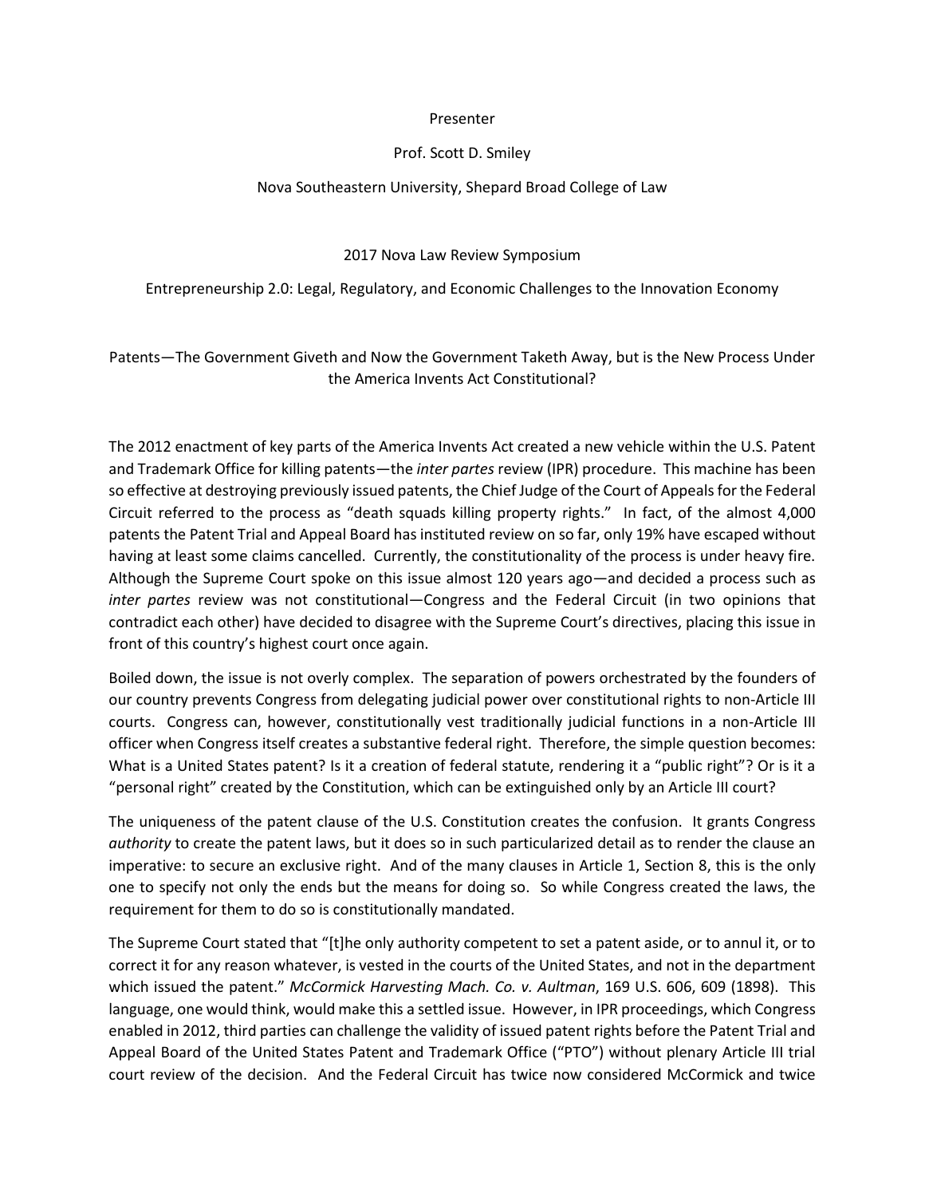Presenter

Prof. Scott D. Smiley

Nova Southeastern University, Shepard Broad College of Law

2017 Nova Law Review Symposium

Entrepreneurship 2.0: Legal, Regulatory, and Economic Challenges to the Innovation Economy

# Patents—The Government Giveth and Now the Government Taketh Away, but is the New Process Under the America Invents Act Constitutional?

The 2012 enactment of key parts of the America Invents Act created a new vehicle within the U.S. Patent and Trademark Office for killing patents—the *inter partes* review (IPR) procedure. This machine has been so effective at destroying previously issued patents, the Chief Judge of the Court of Appeals for the Federal Circuit referred to the process as "death squads killing property rights." In fact, of the almost 4,000 patents the Patent Trial and Appeal Board has instituted review on so far, only 19% have escaped without having at least some claims cancelled. Currently, the constitutionality of the process is under heavy fire. Although the Supreme Court spoke on this issue almost 120 years ago—and decided a process such as *inter partes* review was not constitutional—Congress and the Federal Circuit (in two opinions that contradict each other) have decided to disagree with the Supreme Court's directives, placing this issue in front of this country's highest court once again.

Boiled down, the issue is not overly complex. The separation of powers orchestrated by the founders of our country prevents Congress from delegating judicial power over constitutional rights to non-Article III courts. Congress can, however, constitutionally vest traditionally judicial functions in a non-Article III officer when Congress itself creates a substantive federal right. Therefore, the simple question becomes: What is a United States patent? Is it a creation of federal statute, rendering it a "public right"? Or is it a "personal right" created by the Constitution, which can be extinguished only by an Article III court?

The uniqueness of the patent clause of the U.S. Constitution creates the confusion. It grants Congress *authority* to create the patent laws, but it does so in such particularized detail as to render the clause an imperative: to secure an exclusive right. And of the many clauses in Article 1, Section 8, this is the only one to specify not only the ends but the means for doing so. So while Congress created the laws, the requirement for them to do so is constitutionally mandated.

The Supreme Court stated that "[t]he only authority competent to set a patent aside, or to annul it, or to correct it for any reason whatever, is vested in the courts of the United States, and not in the department which issued the patent." *McCormick Harvesting Mach. Co. v. Aultman*, 169 U.S. 606, 609 (1898). This language, one would think, would make this a settled issue. However, in IPR proceedings, which Congress enabled in 2012, third parties can challenge the validity of issued patent rights before the Patent Trial and Appeal Board of the United States Patent and Trademark Office ("PTO") without plenary Article III trial court review of the decision. And the Federal Circuit has twice now considered McCormick and twice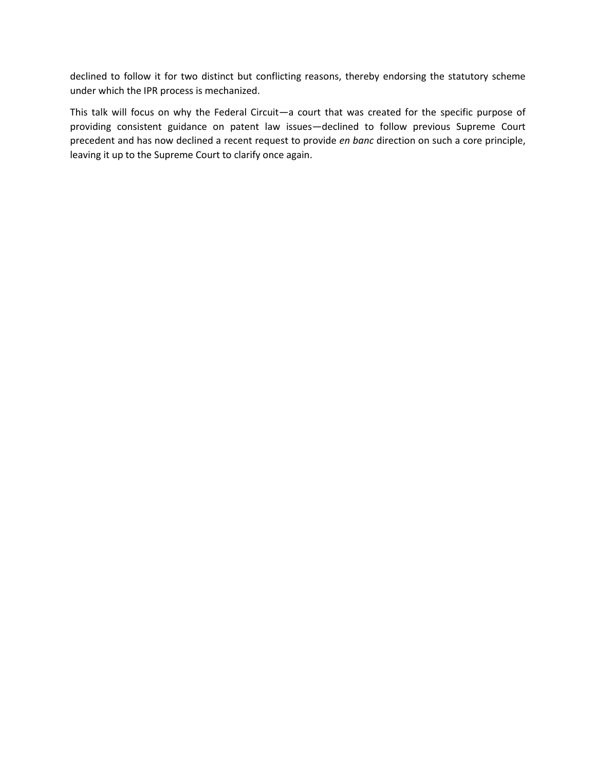declined to follow it for two distinct but conflicting reasons, thereby endorsing the statutory scheme under which the IPR process is mechanized.

This talk will focus on why the Federal Circuit—a court that was created for the specific purpose of providing consistent guidance on patent law issues—declined to follow previous Supreme Court precedent and has now declined a recent request to provide *en banc* direction on such a core principle, leaving it up to the Supreme Court to clarify once again.